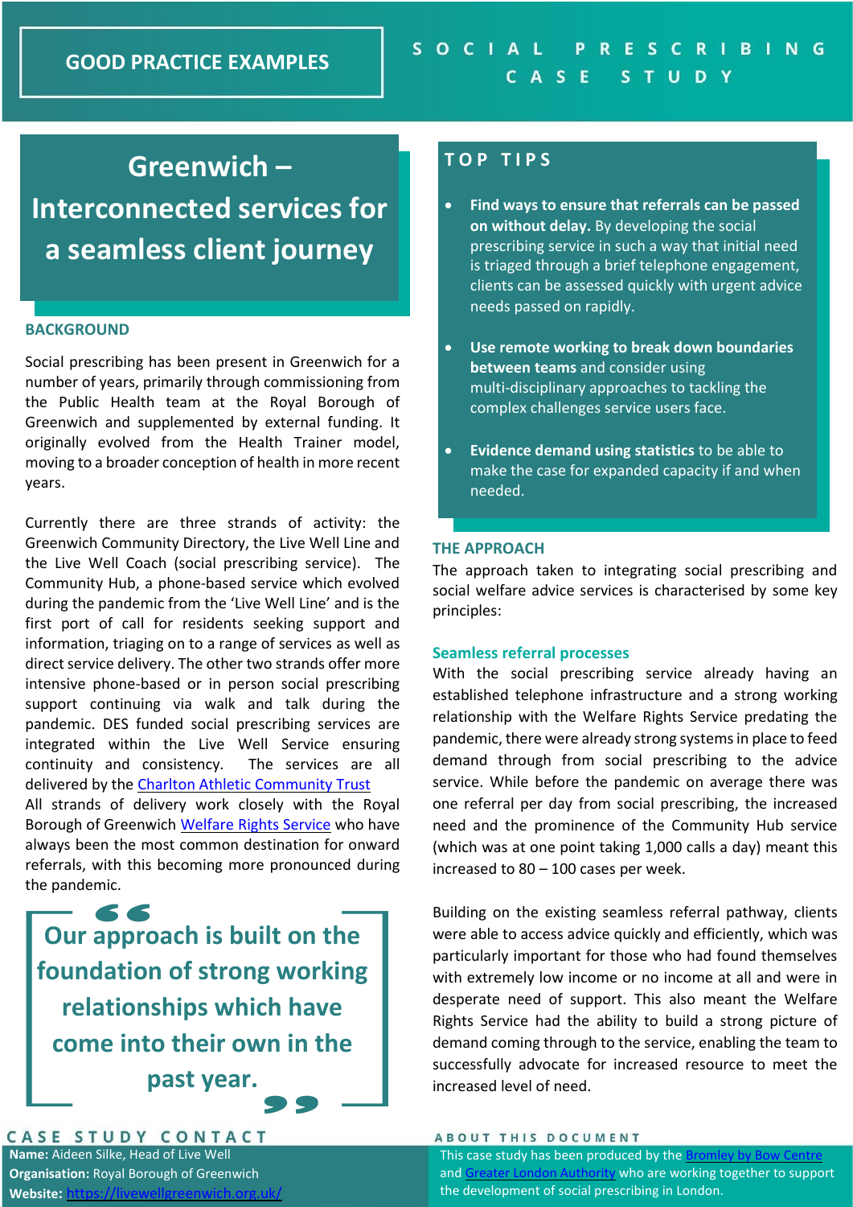GOOD PRACTICE EXAMPLES

SOCIAL PRESCRIBING CASE STUDY

# Greenwich – Interconnected services for a seamless client journey

## BACKGROUND

Social prescribing has been present in Greenwich for a number of years, primarily through commissioning from the Public Health team at the Royal Borough of Greenwich and supplemented by external funding. It originally evolved from the Health Trainer model, moving to a broader conception of health in more recent years.

Currently there are three strands of activity: the Greenwich Community Directory, the Live Well Line and the Live Well Coach (social prescribing service). The Community Hub, a phone-based service which evolved during the pandemic from the 'Live Well Line' and is the first port of call for residents seeking support and information, triaging on to a range of services as well as direct service delivery. The other two strands offer more intensive phone-based or in person social prescribing support continuing via walk and talk during the pandemic. DES funded social prescribing services are integrated within the Live Well Service ensuring continuity and consistency. The services are all delivered by the Charlton Athletic Community Trust

All strands of delivery work closely with the Royal Borough of Greenwich Welfare Rights Service who have always been the most common destination for onward referrals, with this becoming more pronounced during the pandemic.

> "Our approach is built on the foundation of strong working relationships which have come into their own in the past year."

## TOP TIPS

- **Find ways to ensure that referrals can be passed on without delay.** By developing the social prescribing service in such a way that initial need is triaged through a brief telephone engagement, clients can be assessed quickly with urgent advice needs passed on rapidly.
- **Use remote working to break down boundaries between teams** and consider using multi-disciplinary approaches to tackling the complex challenges service users face.
- **Evidence demand using statistics** to be able to make the case for expanded capacity if and when needed.

## THE APPROACH

The approach taken to integrating social prescribing and social welfare advice services is characterised by some key principles:

### Seamless referral processes

With the social prescribing service already having an established telephone infrastructure and a strong working relationship with the Welfare Rights Service predating the pandemic, there were already strong systems in place to feed demand through from social prescribing to the advice service. While before the pandemic on average there was one referral per day from social prescribing, the increased need and the prominence of the Community Hub service (which was at one point taking 1,000 calls a day) meant this increased to 80 – 100 cases per week.

Building on the existing seamless referral pathway, clients were able to access advice quickly and efficiently, which was particularly important for those who had found themselves with extremely low income or no income at all and were in desperate need of support. This also meant the Welfare Rights Service had the ability to build a strong picture of demand coming through to the service, enabling the team to successfully advocate for increased resource to meet the increased level of need.

## CASE STUDY CONTACT

**Name:** Aideen Silke, Head of Live Well
**Organisation:** Royal Borough of Greenwich
**Website:** https://livewellgreenwich.org.uk/

## ABOUT THIS DOCUMENT

This case study has been produced by the Bromley by Bow Centre and Greater London Authority who are working together to support the development of social prescribing in London.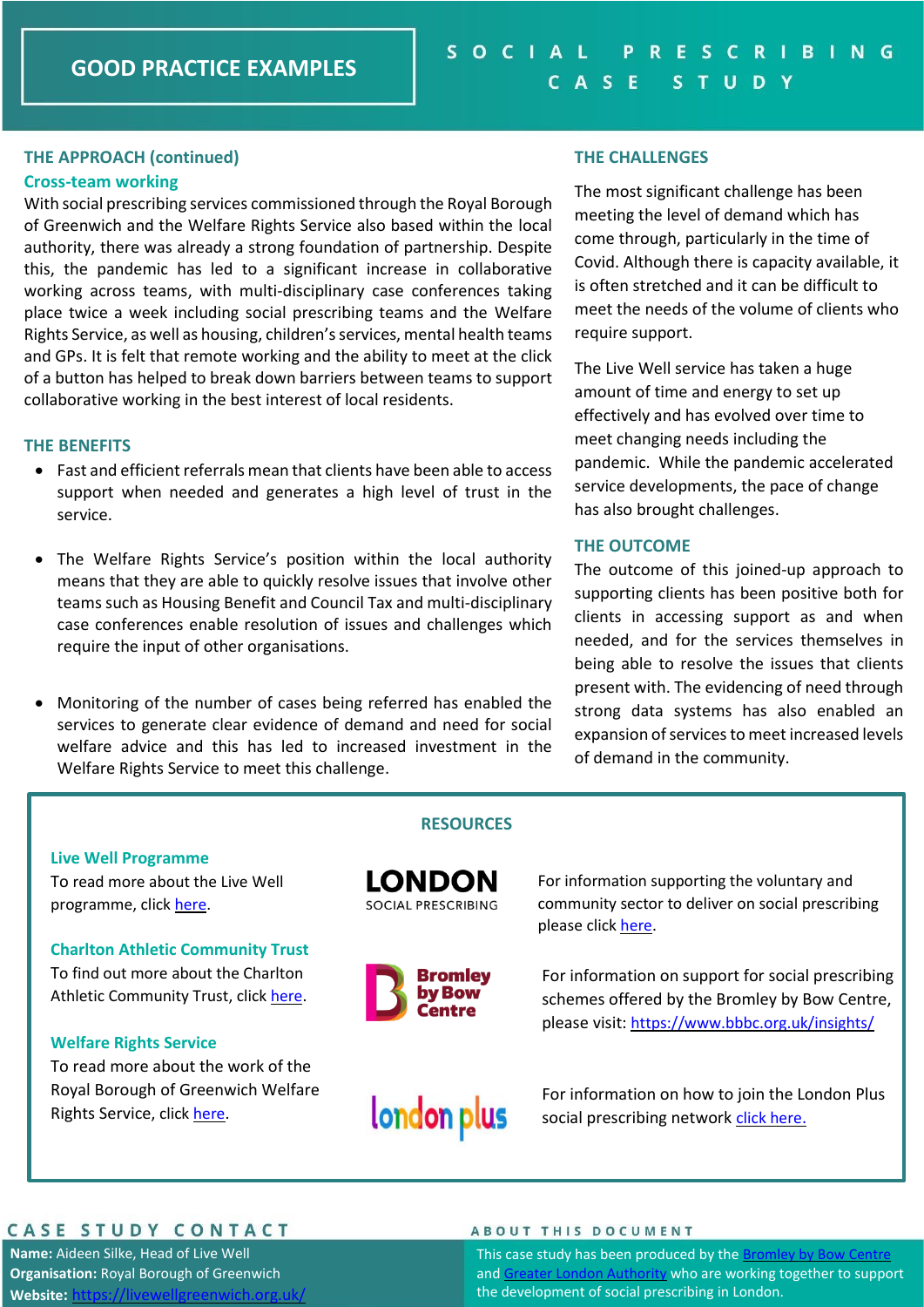# GOOD PRACTICE EXAMPLES

SOCIAL PRESCRIBING CASE STUDY

## THE APPROACH (continued)

### Cross-team working

With social prescribing services commissioned through the Royal Borough of Greenwich and the Welfare Rights Service also based within the local authority, there was already a strong foundation of partnership. Despite this, the pandemic has led to a significant increase in collaborative working across teams, with multi-disciplinary case conferences taking place twice a week including social prescribing teams and the Welfare Rights Service, as well as housing, children's services, mental health teams and GPs. It is felt that remote working and the ability to meet at the click of a button has helped to break down barriers between teams to support collaborative working in the best interest of local residents.

## THE BENEFITS

- Fast and efficient referrals mean that clients have been able to access support when needed and generates a high level of trust in the service.
- The Welfare Rights Service's position within the local authority means that they are able to quickly resolve issues that involve other teams such as Housing Benefit and Council Tax and multi-disciplinary case conferences enable resolution of issues and challenges which require the input of other organisations.
- Monitoring of the number of cases being referred has enabled the services to generate clear evidence of demand and need for social welfare advice and this has led to increased investment in the Welfare Rights Service to meet this challenge.

## THE CHALLENGES

The most significant challenge has been meeting the level of demand which has come through, particularly in the time of Covid. Although there is capacity available, it is often stretched and it can be difficult to meet the needs of the volume of clients who require support.

The Live Well service has taken a huge amount of time and energy to set up effectively and has evolved over time to meet changing needs including the pandemic. While the pandemic accelerated service developments, the pace of change has also brought challenges.

## THE OUTCOME

The outcome of this joined-up approach to supporting clients has been positive both for clients in accessing support as and when needed, and for the services themselves in being able to resolve the issues that clients present with. The evidencing of need through strong data systems has also enabled an expansion of services to meet increased levels of demand in the community.

## RESOURCES

**Live Well Programme**
To read more about the Live Well programme, click here.

**Charlton Athletic Community Trust**
To find out more about the Charlton Athletic Community Trust, click here.

**Welfare Rights Service**
To read more about the work of the Royal Borough of Greenwich Welfare Rights Service, click here.

LONDON SOCIAL PRESCRIBING
For information supporting the voluntary and community sector to deliver on social prescribing please click here.

Bromley by Bow Centre
For information on support for social prescribing schemes offered by the Bromley by Bow Centre, please visit: https://www.bbbc.org.uk/insights/

london plus
For information on how to join the London Plus social prescribing network click here.

## CASE STUDY CONTACT

**Name:** Aideen Silke, Head of Live Well
**Organisation:** Royal Borough of Greenwich
**Website:** https://livewellgreenwich.org.uk/

## ABOUT THIS DOCUMENT

This case study has been produced by the Bromley by Bow Centre and Greater London Authority who are working together to support the development of social prescribing in London.